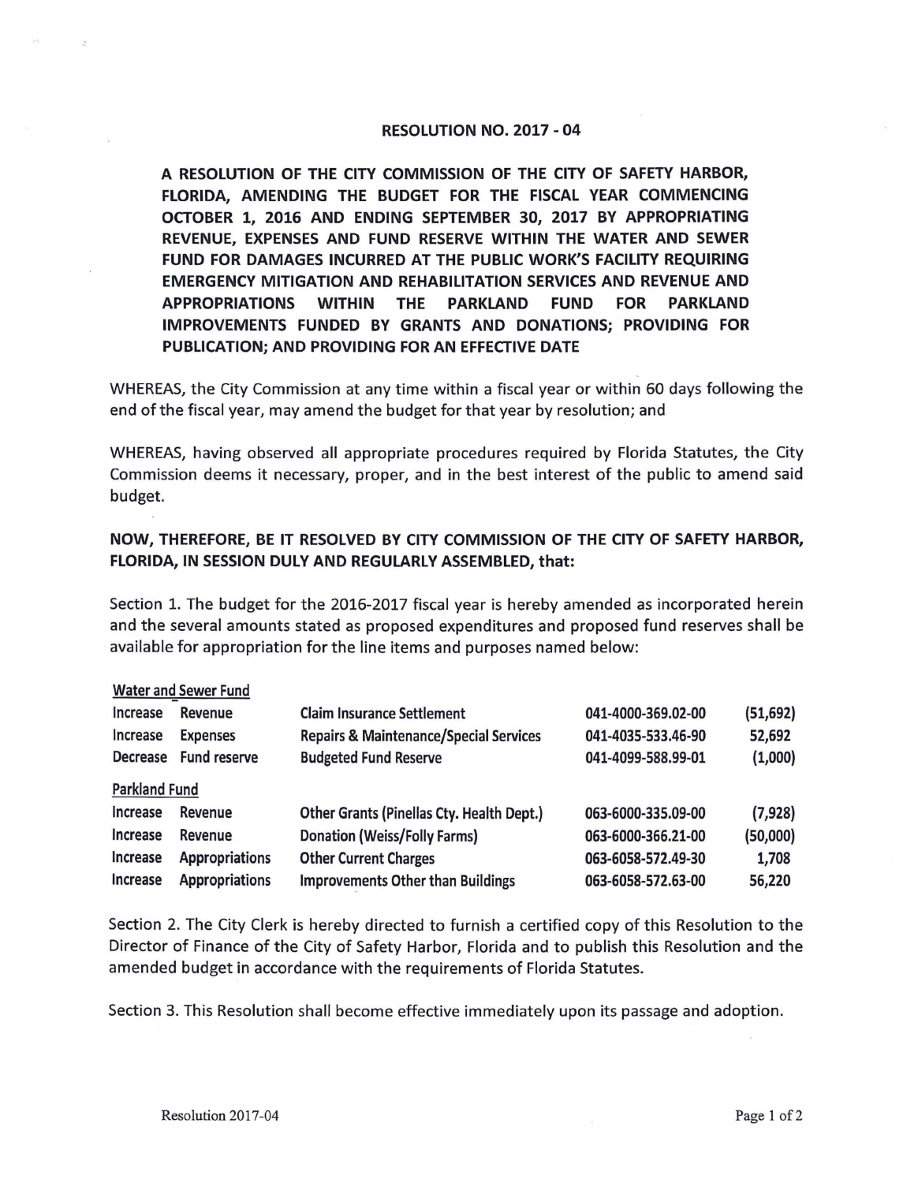# RESOLUTION NO. 2017 - 04

**A RESOLUTION OF THE CITY COMMISSION OF THE CITY OF SAFETY HARBOR, FLORIDA, AMENDING THE BUDGET FOR THE FISCAL YEAR COMMENCING OCTOBER 1, 2016 AND ENDING SEPTEMBER 30, 2017 BY APPROPRIATING REVENUE, EXPENSES AND FUND RESERVE WITHIN THE WATER AND SEWER FUND FOR DAMAGES INCURRED AT THE PUBLIC WORK'S FACILITY REQUIRING EMERGENCY MITIGATION AND REHABILITATION SERVICES AND REVENUE AND APPROPRIATIONS WITHIN THE PARKLAND FUND FOR PARKLAND IMPROVEMENTS FUNDED BY GRANTS AND DONATIONS; PROVIDING FOR PUBLICATION; AND PROVIDING FOR AN EFFECTIVE DATE**

WHEREAS, the City Commission at any time within a fiscal year or within 60 days following the end of the fiscal year, may amend the budget for that year by resolution; and

WHEREAS, having observed all appropriate procedures required by Florida Statutes, the City Commission deems it necessary, proper, and in the best interest of the public to amend said budget.

**NOW, THEREFORE, BE IT RESOLVED BY CITY COMMISSION OF THE CITY OF SAFETY HARBOR, FLORIDA, IN SESSION DULY AND REGULARLY ASSEMBLED, that:**

Section 1. The budget for the 2016-2017 fiscal year is hereby amended as incorporated herein and the several amounts stated as proposed expenditures and proposed fund reserves shall be available for appropriation for the line items and purposes named below:

| | | | | |
|---|---|---|---|---|
| Water and Sewer Fund | | | | |
| Increase | Revenue | **Claim Insurance Settlement** | **041-4000-369.02-00** | **(51,692)** |
| Increase | Expenses | **Repairs & Maintenance/Special Services** | **041-4035-533.46-90** | **52,692** |
| Decrease | Fund reserve | **Budgeted Fund Reserve** | **041-4099-588.99-01** | **(1,000)** |
| Parkland Fund | | | | |
| Increase | Revenue | **Other Grants (Pinellas Cty. Health Dept.)** | **063-6000-335.09-00** | **(7,928)** |
| Increase | Revenue | **Donation (Weiss/Folly Farms)** | **063-6000-366.21-00** | **(50,000)** |
| Increase | Appropriations | **Other Current Charges** | **063-6058-572.49-30** | **1,708** |
| Increase | Appropriations | **Improvements Other than Buildings** | **063-6058-572.63-00** | **56,220** |

Section 2. The City Clerk is hereby directed to furnish a certified copy of this Resolution to the Director of Finance of the City of Safety Harbor, Florida and to publish this Resolution and the amended budget in accordance with the requirements of Florida Statutes.

Section 3. This Resolution shall become effective immediately upon its passage and adoption.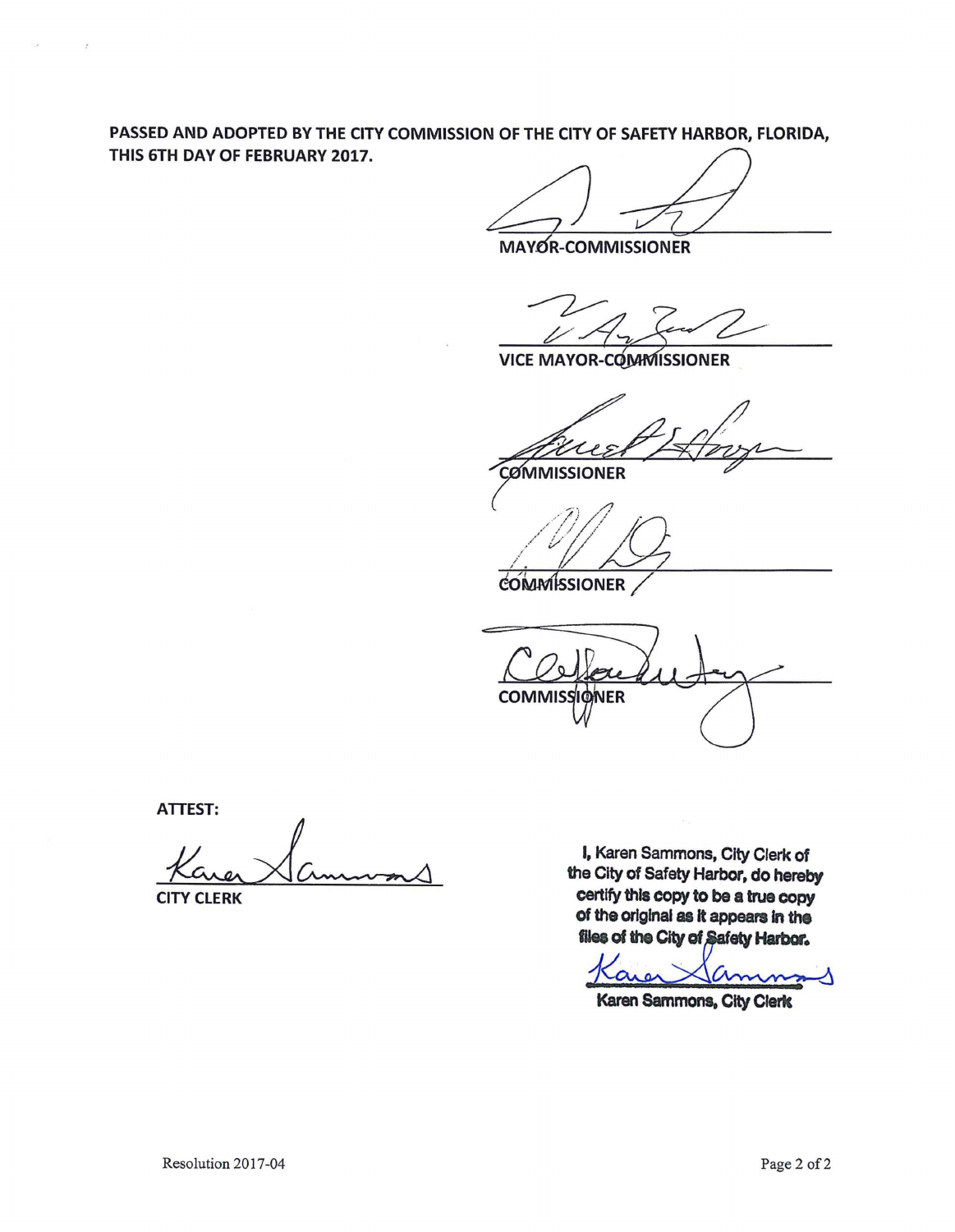**PASSED AND ADOPTED BY THE CITY COMMISSION OF THE CITY OF SAFETY HARBOR, FLORIDA, THIS 6TH DAY OF FEBRUARY 2017.**

**MAYOR-COMMISSIONER**

**VICE MAYOR-COMMISSIONER**

**COMMISSIONER**

**COMMISSIONER**

**COMMISSIONER**

**ATTEST:**

**CITY CLERK**

**I, Karen Sammons, City Clerk of the City of Safety Harbor, do hereby certify this copy to be a true copy of the original as it appears in the files of the City of Safety Harbor.**

**Karen Sammons, City Clerk**

Resolution 2017-04